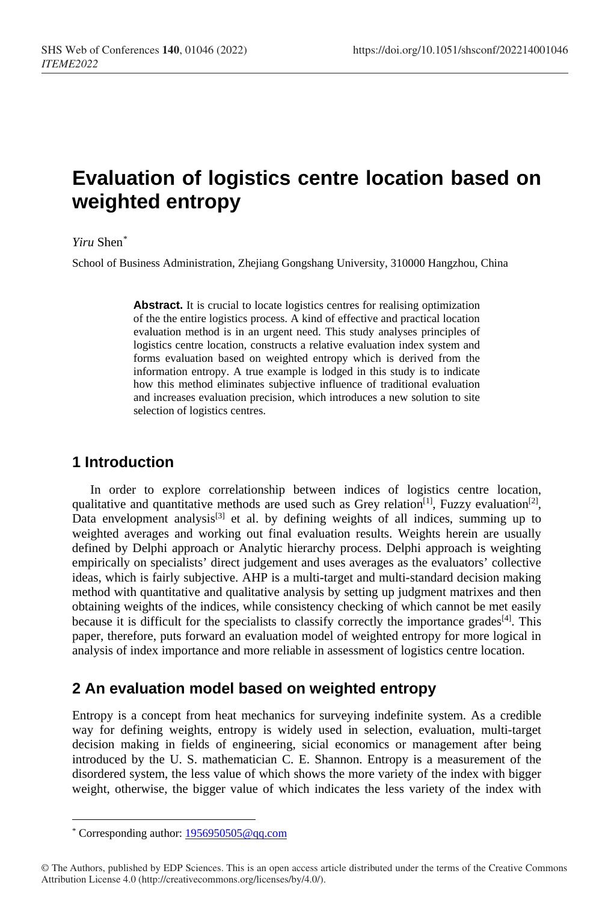# Evaluation of logistics centre location based on weighted entropy

*Yiru* Shen*

School of Business Administration, Zhejiang Gongshang University, 310000 Hangzhou, China

**Abstract.** It is crucial to locate logistics centres for realising optimization of the the entire logistics process. A kind of effective and practical location evaluation method is in an urgent need. This study analyses principles of logistics centre location, constructs a relative evaluation index system and forms evaluation based on weighted entropy which is derived from the information entropy. A true example is lodged in this study is to indicate how this method eliminates subjective influence of traditional evaluation and increases evaluation precision, which introduces a new solution to site selection of logistics centres.

## 1 Introduction

In order to explore correlationship between indices of logistics centre location, qualitative and quantitative methods are used such as Grey relation[1], Fuzzy evaluation[2], Data envelopment analysis[3] et al. by defining weights of all indices, summing up to weighted averages and working out final evaluation results. Weights herein are usually defined by Delphi approach or Analytic hierarchy process. Delphi approach is weighting empirically on specialists' direct judgement and uses averages as the evaluators' collective ideas, which is fairly subjective. AHP is a multi-target and multi-standard decision making method with quantitative and qualitative analysis by setting up judgment matrixes and then obtaining weights of the indices, while consistency checking of which cannot be met easily because it is difficult for the specialists to classify correctly the importance grades[4]. This paper, therefore, puts forward an evaluation model of weighted entropy for more logical in analysis of index importance and more reliable in assessment of logistics centre location.

## 2 An evaluation model based on weighted entropy

Entropy is a concept from heat mechanics for surveying indefinite system. As a credible way for defining weights, entropy is widely used in selection, evaluation, multi-target decision making in fields of engineering, sicial economics or management after being introduced by the U. S. mathematician C. E. Shannon. Entropy is a measurement of the disordered system, the less value of which shows the more variety of the index with bigger weight, otherwise, the bigger value of which indicates the less variety of the index with

---

* Corresponding author: 1956950505@qq.com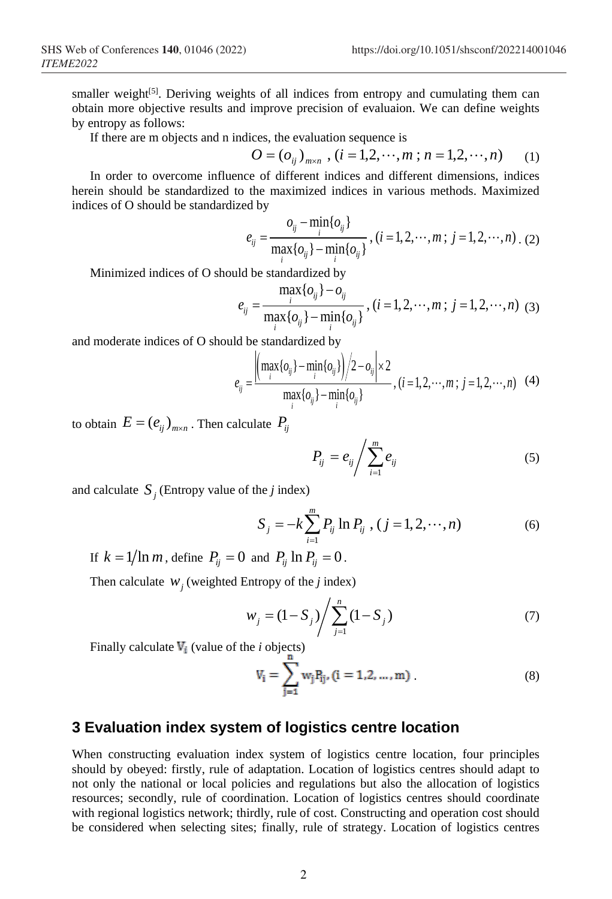smaller weight[5]. Deriving weights of all indices from entropy and cumulating them can obtain more objective results and improve precision of evaluaion. We can define weights by entropy as follows:

If there are m objects and n indices, the evaluation sequence is

$$O = (o_{ij})_{m\times n} \text{ , } (i = 1,2,\cdots,m \text{ ; } n = 1,2,\cdots,n) \tag{1}$$

In order to overcome influence of different indices and different dimensions, indices herein should be standardized to the maximized indices in various methods. Maximized indices of O should be standardized by

$$e_{ij} = \frac{o_{ij} - \min_i\{o_{ij}\}}{\max_i\{o_{ij}\} - \min_i\{o_{ij}\}} \text{ , } (i = 1,2,\cdots,m \text{ ; } j = 1,2,\cdots,n) \text{ .} \tag{2}$$

Minimized indices of O should be standardized by

$$e_{ij} = \frac{\max_i\{o_{ij}\} - o_{ij}}{\max_i\{o_{ij}\} - \min_i\{o_{ij}\}} \text{ , } (i = 1,2,\cdots,m \text{ ; } j = 1,2,\cdots,n) \tag{3}$$

and moderate indices of O should be standardized by

$$e_{ij} = \frac{\left|\left(\max_i\{o_{ij}\} - \min_i\{o_{ij}\}\right)\Big/2 - o_{ij}\right| \times 2}{\max_i\{o_{ij}\} - \min_i\{o_{ij}\}} \text{ , } (i = 1,2,\cdots,m \text{ ; } j = 1,2,\cdots,n) \tag{4}$$

to obtain $E = (e_{ij})_{m\times n}$. Then calculate $P_{ij}$

$$P_{ij} = e_{ij} \Big/ \sum_{i=1}^{m} e_{ij} \tag{5}$$

and calculate $S_j$ (Entropy value of the *j* index)

$$S_j = -k\sum_{i=1}^{m} P_{ij} \ln P_{ij} \text{ , } (j = 1,2,\cdots,n) \tag{6}$$

If $k = 1/\ln m$, define $P_{ij} = 0$ and $P_{ij} \ln P_{ij} = 0$.

Then calculate $w_j$ (weighted Entropy of the *j* index)

$$w_j = (1 - S_j) \Big/ \sum_{j=1}^{n} (1 - S_j) \tag{7}$$

Finally calculate $V_i$ (value of the *i* objects)

$$V_i = \sum_{j=1}^{n} w_j P_{ij}, (i = 1,2,\ldots,m) \text{ .} \tag{8}$$

## 3 Evaluation index system of logistics centre location

When constructing evaluation index system of logistics centre location, four principles should by obeyed: firstly, rule of adaptation. Location of logistics centres should adapt to not only the national or local policies and regulations but also the allocation of logistics resources; secondly, rule of coordination. Location of logistics centres should coordinate with regional logistics network; thirdly, rule of cost. Constructing and operation cost should be considered when selecting sites; finally, rule of strategy. Location of logistics centres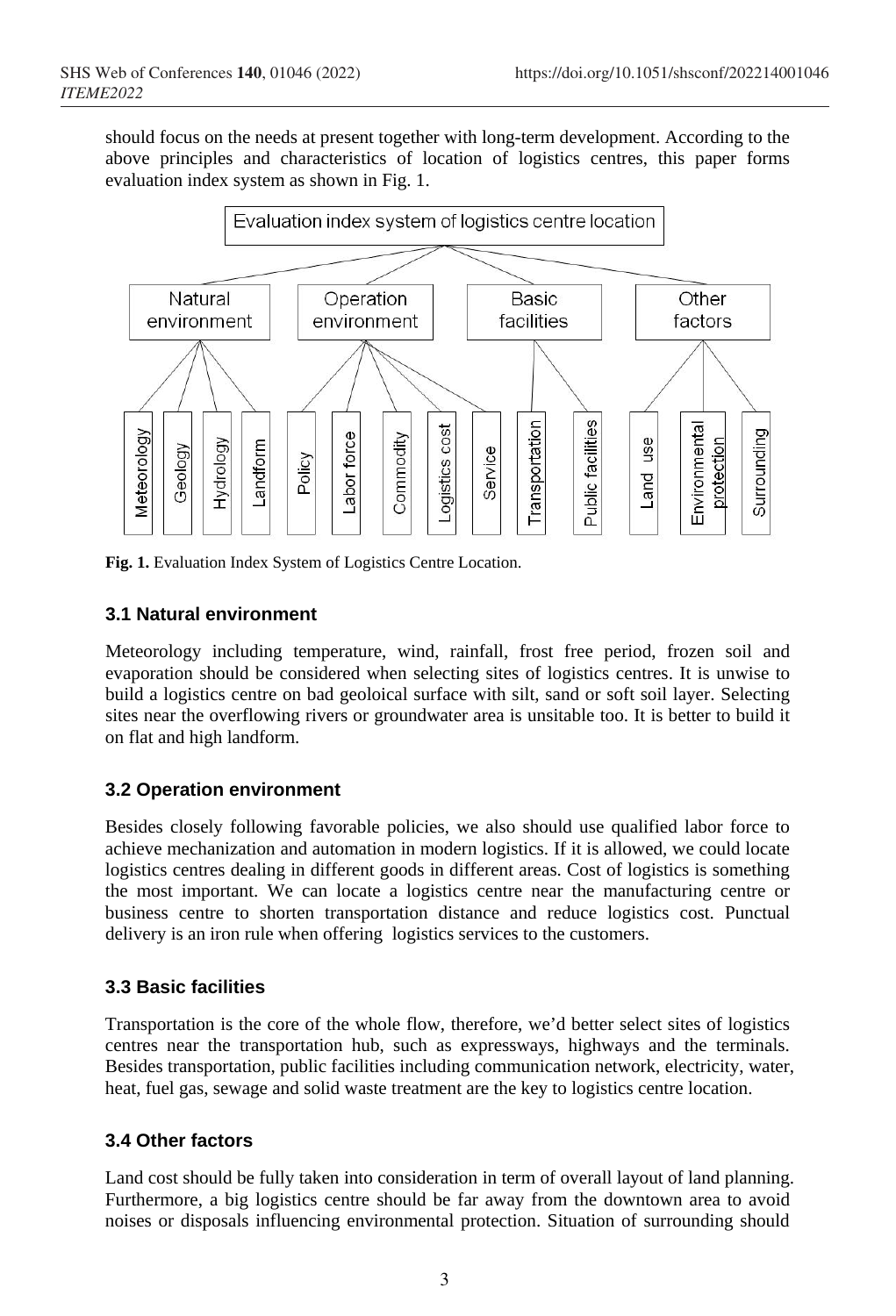should focus on the needs at present together with long-term development. According to the above principles and characteristics of location of logistics centres, this paper forms evaluation index system as shown in Fig. 1.

Fig. 1. Evaluation Index System of Logistics Centre Location.

### 3.1 Natural environment

Meteorology including temperature, wind, rainfall, frost free period, frozen soil and evaporation should be considered when selecting sites of logistics centres. It is unwise to build a logistics centre on bad geoloical surface with silt, sand or soft soil layer. Selecting sites near the overflowing rivers or groundwater area is unsitable too. It is better to build it on flat and high landform.

### 3.2 Operation environment

Besides closely following favorable policies, we also should use qualified labor force to achieve mechanization and automation in modern logistics. If it is allowed, we could locate logistics centres dealing in different goods in different areas. Cost of logistics is something the most important. We can locate a logistics centre near the manufacturing centre or business centre to shorten transportation distance and reduce logistics cost. Punctual delivery is an iron rule when offering logistics services to the customers.

### 3.3 Basic facilities

Transportation is the core of the whole flow, therefore, we'd better select sites of logistics centres near the transportation hub, such as expressways, highways and the terminals. Besides transportation, public facilities including communication network, electricity, water, heat, fuel gas, sewage and solid waste treatment are the key to logistics centre location.

### 3.4 Other factors

Land cost should be fully taken into consideration in term of overall layout of land planning. Furthermore, a big logistics centre should be far away from the downtown area to avoid noises or disposals influencing environmental protection. Situation of surrounding should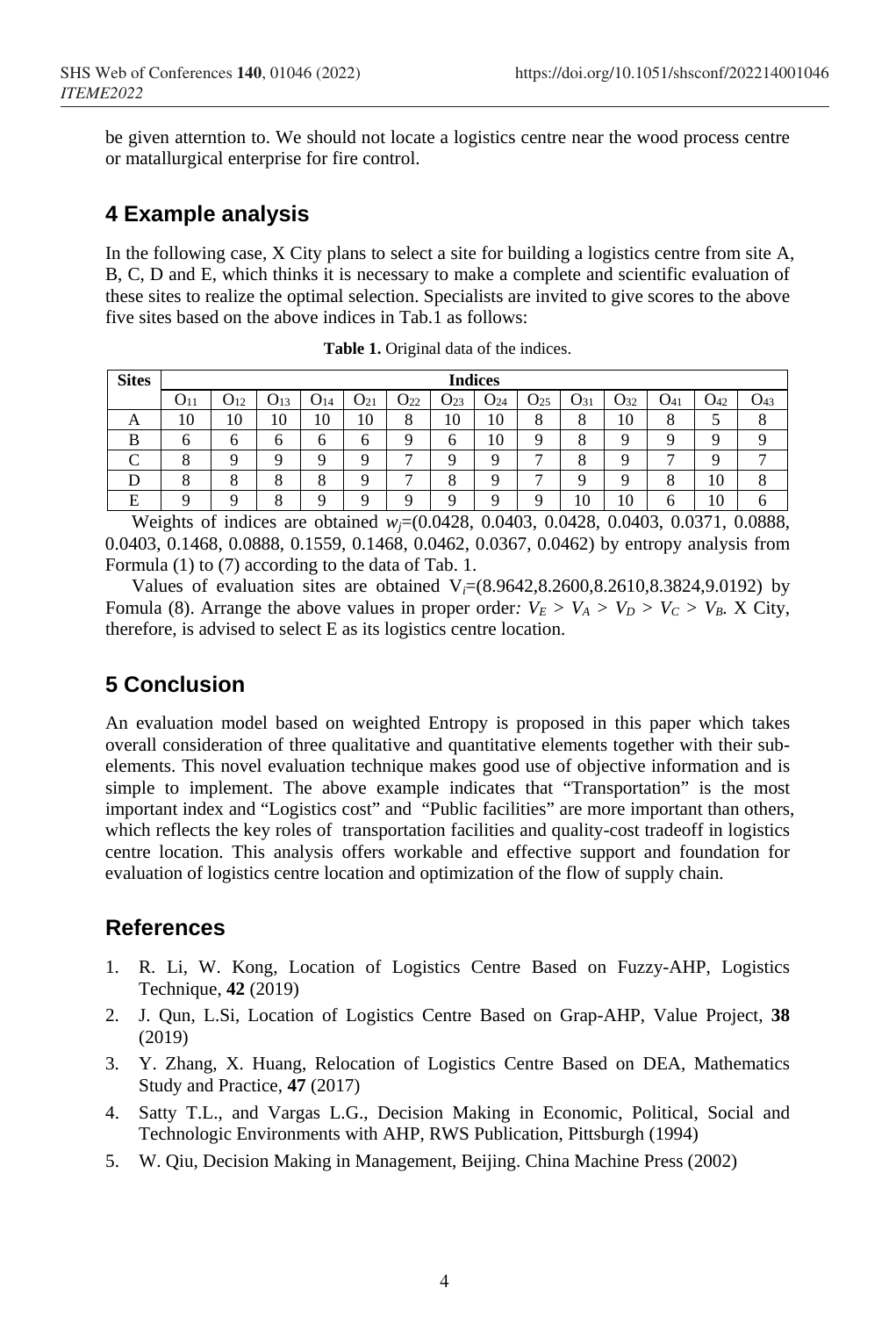be given atterntion to. We should not locate a logistics centre near the wood process centre or matallurgical enterprise for fire control.

## 4 Example analysis

In the following case, X City plans to select a site for building a logistics centre from site A, B, C, D and E, which thinks it is necessary to make a complete and scientific evaluation of these sites to realize the optimal selection. Specialists are invited to give scores to the above five sites based on the above indices in Tab.1 as follows:

**Table 1.** Original data of the indices.

| Sites | Indices | | | | | | | | | | | | | |
|---|---|---|---|---|---|---|---|---|---|---|---|---|---|---|
| | $O_{11}$ | $O_{12}$ | $O_{13}$ | $O_{14}$ | $O_{21}$ | $O_{22}$ | $O_{23}$ | $O_{24}$ | $O_{25}$ | $O_{31}$ | $O_{32}$ | $O_{41}$ | $O_{42}$ | $O_{43}$ |
| A | 10 | 10 | 10 | 10 | 10 | 8 | 10 | 10 | 8 | 8 | 10 | 8 | 5 | 8 |
| B | 6 | 6 | 6 | 6 | 6 | 9 | 6 | 10 | 9 | 8 | 9 | 9 | 9 | 9 |
| C | 8 | 9 | 9 | 9 | 9 | 7 | 9 | 9 | 7 | 8 | 9 | 7 | 9 | 7 |
| D | 8 | 8 | 8 | 8 | 9 | 7 | 8 | 9 | 7 | 9 | 9 | 8 | 10 | 8 |
| E | 9 | 9 | 8 | 9 | 9 | 9 | 9 | 9 | 9 | 10 | 10 | 6 | 10 | 6 |

Weights of indices are obtained $w_j$=(0.0428, 0.0403, 0.0428, 0.0403, 0.0371, 0.0888, 0.0403, 0.1468, 0.0888, 0.1559, 0.1468, 0.0462, 0.0367, 0.0462) by entropy analysis from Formula (1) to (7) according to the data of Tab. 1.

Values of evaluation sites are obtained $V_i$=(8.9642,8.2600,8.2610,8.3824,9.0192) by Fomula (8). Arrange the above values in proper order: $V_E > V_A > V_D > V_C > V_B$. X City, therefore, is advised to select E as its logistics centre location.

## 5 Conclusion

An evaluation model based on weighted Entropy is proposed in this paper which takes overall consideration of three qualitative and quantitative elements together with their sub-elements. This novel evaluation technique makes good use of objective information and is simple to implement. The above example indicates that “Transportation” is the most important index and “Logistics cost” and “Public facilities” are more important than others, which reflects the key roles of transportation facilities and quality-cost tradeoff in logistics centre location. This analysis offers workable and effective support and foundation for evaluation of logistics centre location and optimization of the flow of supply chain.

## References

1. R. Li, W. Kong, Location of Logistics Centre Based on Fuzzy-AHP, Logistics Technique, **42** (2019)
2. J. Qun, L.Si, Location of Logistics Centre Based on Grap-AHP, Value Project, **38** (2019)
3. Y. Zhang, X. Huang, Relocation of Logistics Centre Based on DEA, Mathematics Study and Practice, **47** (2017)
4. Satty T.L., and Vargas L.G., Decision Making in Economic, Political, Social and Technologic Environments with AHP, RWS Publication, Pittsburgh (1994)
5. W. Qiu, Decision Making in Management, Beijing. China Machine Press (2002)